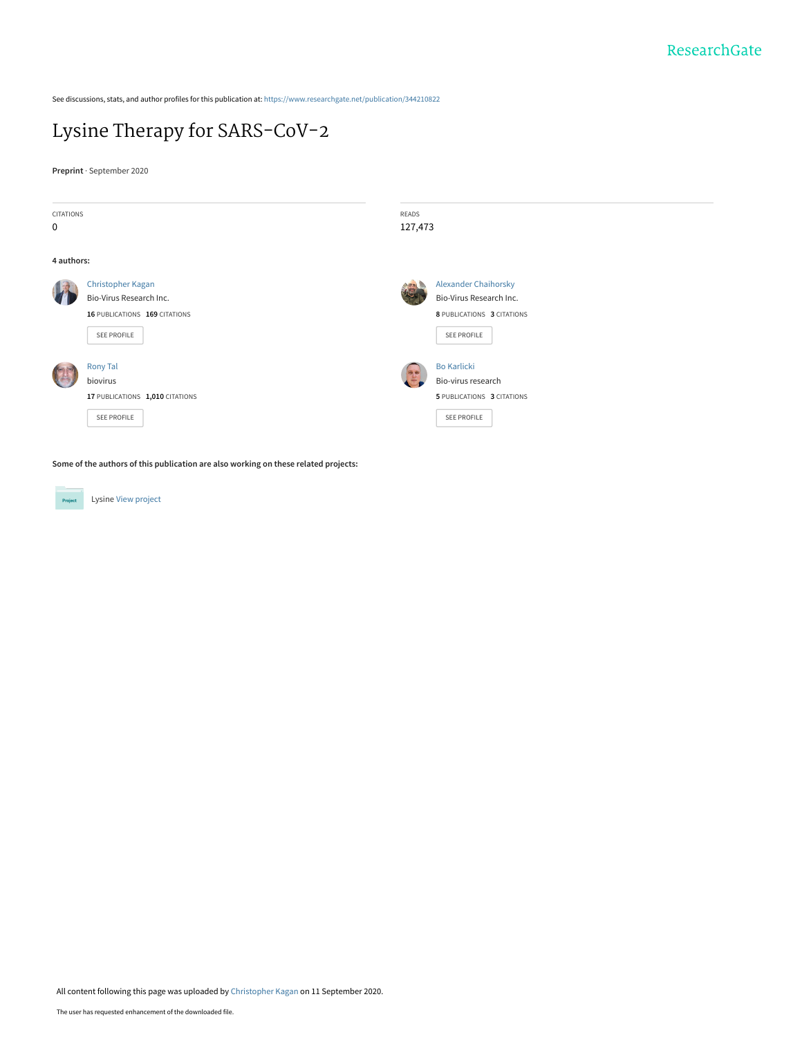See discussions, stats, and author profiles for this publication at: https://www.researchgate.net/publication/344210822

# Lysine Therapy for SARS-CoV-2

**Preprint** · September 2020

| CITATIONS | READS |
| --- | --- |
| 0 | 127,473 |

**4 authors:**

**Christopher Kagan**
Bio-Virus Research Inc.
16 PUBLICATIONS 169 CITATIONS
SEE PROFILE

**Alexander Chaihorsky**
Bio-Virus Research Inc.
8 PUBLICATIONS 3 CITATIONS
SEE PROFILE

**Rony Tal**
biovirus
17 PUBLICATIONS 1,010 CITATIONS
SEE PROFILE

**Bo Karlicki**
Bio-virus research
5 PUBLICATIONS 3 CITATIONS
SEE PROFILE

**Some of the authors of this publication are also working on these related projects:**

Lysine View project

All content following this page was uploaded by Christopher Kagan on 11 September 2020.

The user has requested enhancement of the downloaded file.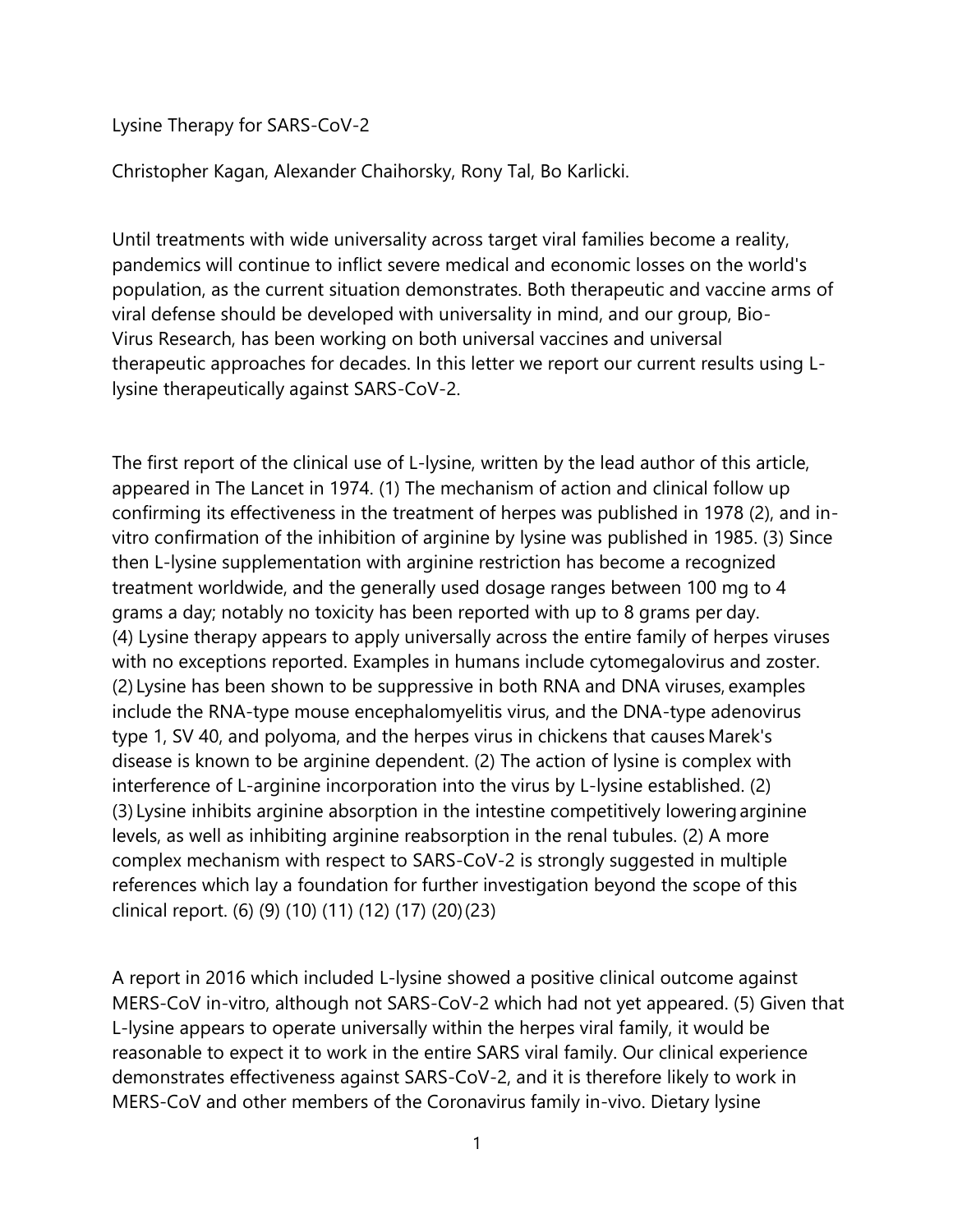Lysine Therapy for SARS-CoV-2

Christopher Kagan, Alexander Chaihorsky, Rony Tal, Bo Karlicki.

Until treatments with wide universality across target viral families become a reality, pandemics will continue to inflict severe medical and economic losses on the world's population, as the current situation demonstrates. Both therapeutic and vaccine arms of viral defense should be developed with universality in mind, and our group, Bio-Virus Research, has been working on both universal vaccines and universal therapeutic approaches for decades. In this letter we report our current results using L-lysine therapeutically against SARS-CoV-2.

The first report of the clinical use of L-lysine, written by the lead author of this article, appeared in The Lancet in 1974. (1) The mechanism of action and clinical follow up confirming its effectiveness in the treatment of herpes was published in 1978 (2), and in-vitro confirmation of the inhibition of arginine by lysine was published in 1985. (3) Since then L-lysine supplementation with arginine restriction has become a recognized treatment worldwide, and the generally used dosage ranges between 100 mg to 4 grams a day; notably no toxicity has been reported with up to 8 grams per day. (4) Lysine therapy appears to apply universally across the entire family of herpes viruses with no exceptions reported. Examples in humans include cytomegalovirus and zoster. (2) Lysine has been shown to be suppressive in both RNA and DNA viruses, examples include the RNA-type mouse encephalomyelitis virus, and the DNA-type adenovirus type 1, SV 40, and polyoma, and the herpes virus in chickens that causes Marek's disease is known to be arginine dependent. (2) The action of lysine is complex with interference of L-arginine incorporation into the virus by L-lysine established. (2) (3) Lysine inhibits arginine absorption in the intestine competitively lowering arginine levels, as well as inhibiting arginine reabsorption in the renal tubules. (2) A more complex mechanism with respect to SARS-CoV-2 is strongly suggested in multiple references which lay a foundation for further investigation beyond the scope of this clinical report. (6) (9) (10) (11) (12) (17) (20) (23)

A report in 2016 which included L-lysine showed a positive clinical outcome against MERS-CoV in-vitro, although not SARS-CoV-2 which had not yet appeared. (5) Given that L-lysine appears to operate universally within the herpes viral family, it would be reasonable to expect it to work in the entire SARS viral family. Our clinical experience demonstrates effectiveness against SARS-CoV-2, and it is therefore likely to work in MERS-CoV and other members of the Coronavirus family in-vivo. Dietary lysine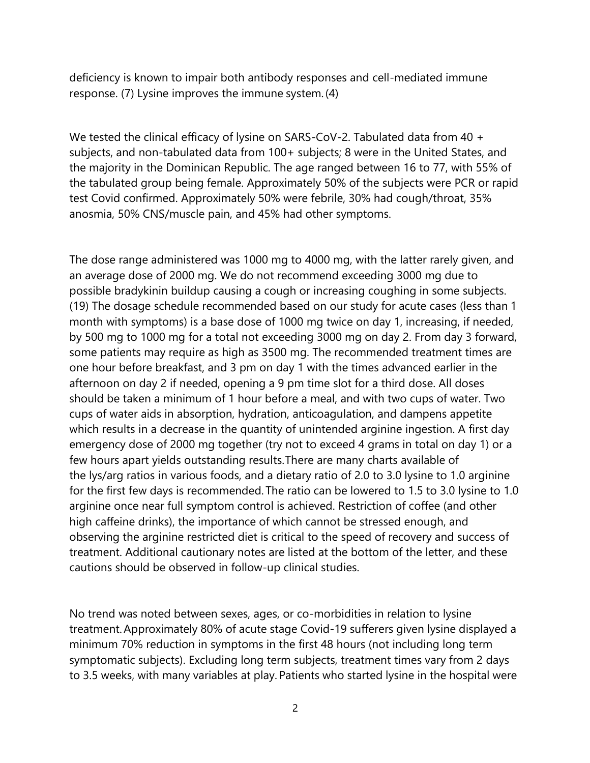deficiency is known to impair both antibody responses and cell-mediated immune response. (7) Lysine improves the immune system. (4)

We tested the clinical efficacy of lysine on SARS-CoV-2. Tabulated data from 40 + subjects, and non-tabulated data from 100+ subjects; 8 were in the United States, and the majority in the Dominican Republic. The age ranged between 16 to 77, with 55% of the tabulated group being female. Approximately 50% of the subjects were PCR or rapid test Covid confirmed. Approximately 50% were febrile, 30% had cough/throat, 35% anosmia, 50% CNS/muscle pain, and 45% had other symptoms.

The dose range administered was 1000 mg to 4000 mg, with the latter rarely given, and an average dose of 2000 mg. We do not recommend exceeding 3000 mg due to possible bradykinin buildup causing a cough or increasing coughing in some subjects. (19) The dosage schedule recommended based on our study for acute cases (less than 1 month with symptoms) is a base dose of 1000 mg twice on day 1, increasing, if needed, by 500 mg to 1000 mg for a total not exceeding 3000 mg on day 2. From day 3 forward, some patients may require as high as 3500 mg. The recommended treatment times are one hour before breakfast, and 3 pm on day 1 with the times advanced earlier in the afternoon on day 2 if needed, opening a 9 pm time slot for a third dose. All doses should be taken a minimum of 1 hour before a meal, and with two cups of water. Two cups of water aids in absorption, hydration, anticoagulation, and dampens appetite which results in a decrease in the quantity of unintended arginine ingestion. A first day emergency dose of 2000 mg together (try not to exceed 4 grams in total on day 1) or a few hours apart yields outstanding results. There are many charts available of the lys/arg ratios in various foods, and a dietary ratio of 2.0 to 3.0 lysine to 1.0 arginine for the first few days is recommended. The ratio can be lowered to 1.5 to 3.0 lysine to 1.0 arginine once near full symptom control is achieved. Restriction of coffee (and other high caffeine drinks), the importance of which cannot be stressed enough, and observing the arginine restricted diet is critical to the speed of recovery and success of treatment. Additional cautionary notes are listed at the bottom of the letter, and these cautions should be observed in follow-up clinical studies.

No trend was noted between sexes, ages, or co-morbidities in relation to lysine treatment. Approximately 80% of acute stage Covid-19 sufferers given lysine displayed a minimum 70% reduction in symptoms in the first 48 hours (not including long term symptomatic subjects). Excluding long term subjects, treatment times vary from 2 days to 3.5 weeks, with many variables at play. Patients who started lysine in the hospital were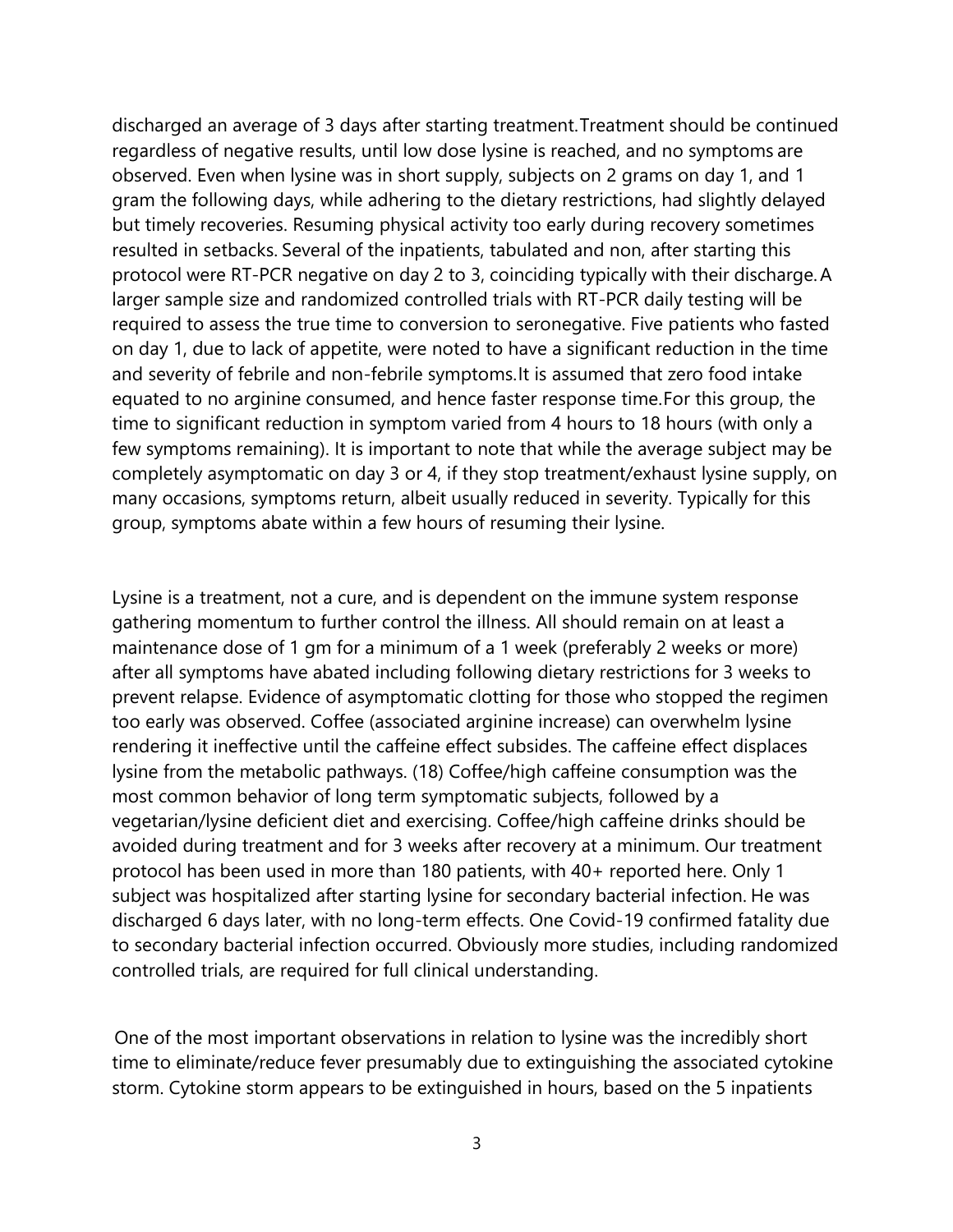discharged an average of 3 days after starting treatment. Treatment should be continued regardless of negative results, until low dose lysine is reached, and no symptoms are observed. Even when lysine was in short supply, subjects on 2 grams on day 1, and 1 gram the following days, while adhering to the dietary restrictions, had slightly delayed but timely recoveries. Resuming physical activity too early during recovery sometimes resulted in setbacks. Several of the inpatients, tabulated and non, after starting this protocol were RT-PCR negative on day 2 to 3, coinciding typically with their discharge. A larger sample size and randomized controlled trials with RT-PCR daily testing will be required to assess the true time to conversion to seronegative. Five patients who fasted on day 1, due to lack of appetite, were noted to have a significant reduction in the time and severity of febrile and non-febrile symptoms. It is assumed that zero food intake equated to no arginine consumed, and hence faster response time. For this group, the time to significant reduction in symptom varied from 4 hours to 18 hours (with only a few symptoms remaining). It is important to note that while the average subject may be completely asymptomatic on day 3 or 4, if they stop treatment/exhaust lysine supply, on many occasions, symptoms return, albeit usually reduced in severity. Typically for this group, symptoms abate within a few hours of resuming their lysine.

Lysine is a treatment, not a cure, and is dependent on the immune system response gathering momentum to further control the illness. All should remain on at least a maintenance dose of 1 gm for a minimum of a 1 week (preferably 2 weeks or more) after all symptoms have abated including following dietary restrictions for 3 weeks to prevent relapse. Evidence of asymptomatic clotting for those who stopped the regimen too early was observed. Coffee (associated arginine increase) can overwhelm lysine rendering it ineffective until the caffeine effect subsides. The caffeine effect displaces lysine from the metabolic pathways. (18) Coffee/high caffeine consumption was the most common behavior of long term symptomatic subjects, followed by a vegetarian/lysine deficient diet and exercising. Coffee/high caffeine drinks should be avoided during treatment and for 3 weeks after recovery at a minimum. Our treatment protocol has been used in more than 180 patients, with 40+ reported here. Only 1 subject was hospitalized after starting lysine for secondary bacterial infection. He was discharged 6 days later, with no long-term effects. One Covid-19 confirmed fatality due to secondary bacterial infection occurred. Obviously more studies, including randomized controlled trials, are required for full clinical understanding.

One of the most important observations in relation to lysine was the incredibly short time to eliminate/reduce fever presumably due to extinguishing the associated cytokine storm. Cytokine storm appears to be extinguished in hours, based on the 5 inpatients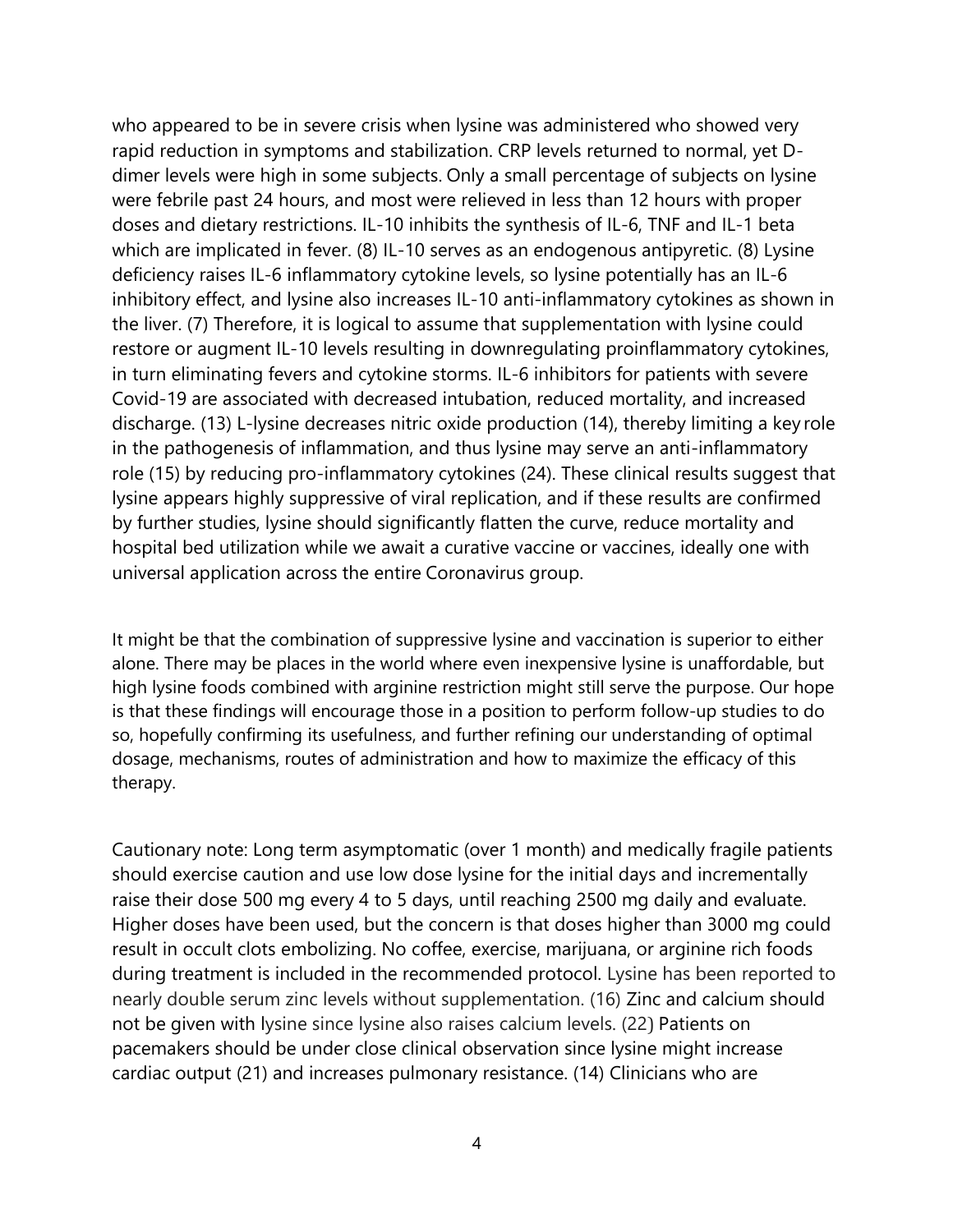who appeared to be in severe crisis when lysine was administered who showed very rapid reduction in symptoms and stabilization. CRP levels returned to normal, yet D-dimer levels were high in some subjects. Only a small percentage of subjects on lysine were febrile past 24 hours, and most were relieved in less than 12 hours with proper doses and dietary restrictions. IL-10 inhibits the synthesis of IL-6, TNF and IL-1 beta which are implicated in fever. (8) IL-10 serves as an endogenous antipyretic. (8) Lysine deficiency raises IL-6 inflammatory cytokine levels, so lysine potentially has an IL-6 inhibitory effect, and lysine also increases IL-10 anti-inflammatory cytokines as shown in the liver. (7) Therefore, it is logical to assume that supplementation with lysine could restore or augment IL-10 levels resulting in downregulating proinflammatory cytokines, in turn eliminating fevers and cytokine storms. IL-6 inhibitors for patients with severe Covid-19 are associated with decreased intubation, reduced mortality, and increased discharge. (13) L-lysine decreases nitric oxide production (14), thereby limiting a key role in the pathogenesis of inflammation, and thus lysine may serve an anti-inflammatory role (15) by reducing pro-inflammatory cytokines (24). These clinical results suggest that lysine appears highly suppressive of viral replication, and if these results are confirmed by further studies, lysine should significantly flatten the curve, reduce mortality and hospital bed utilization while we await a curative vaccine or vaccines, ideally one with universal application across the entire Coronavirus group.

It might be that the combination of suppressive lysine and vaccination is superior to either alone. There may be places in the world where even inexpensive lysine is unaffordable, but high lysine foods combined with arginine restriction might still serve the purpose. Our hope is that these findings will encourage those in a position to perform follow-up studies to do so, hopefully confirming its usefulness, and further refining our understanding of optimal dosage, mechanisms, routes of administration and how to maximize the efficacy of this therapy.

Cautionary note: Long term asymptomatic (over 1 month) and medically fragile patients should exercise caution and use low dose lysine for the initial days and incrementally raise their dose 500 mg every 4 to 5 days, until reaching 2500 mg daily and evaluate. Higher doses have been used, but the concern is that doses higher than 3000 mg could result in occult clots embolizing. No coffee, exercise, marijuana, or arginine rich foods during treatment is included in the recommended protocol. Lysine has been reported to nearly double serum zinc levels without supplementation. (16) Zinc and calcium should not be given with lysine since lysine also raises calcium levels. (22) Patients on pacemakers should be under close clinical observation since lysine might increase cardiac output (21) and increases pulmonary resistance. (14) Clinicians who are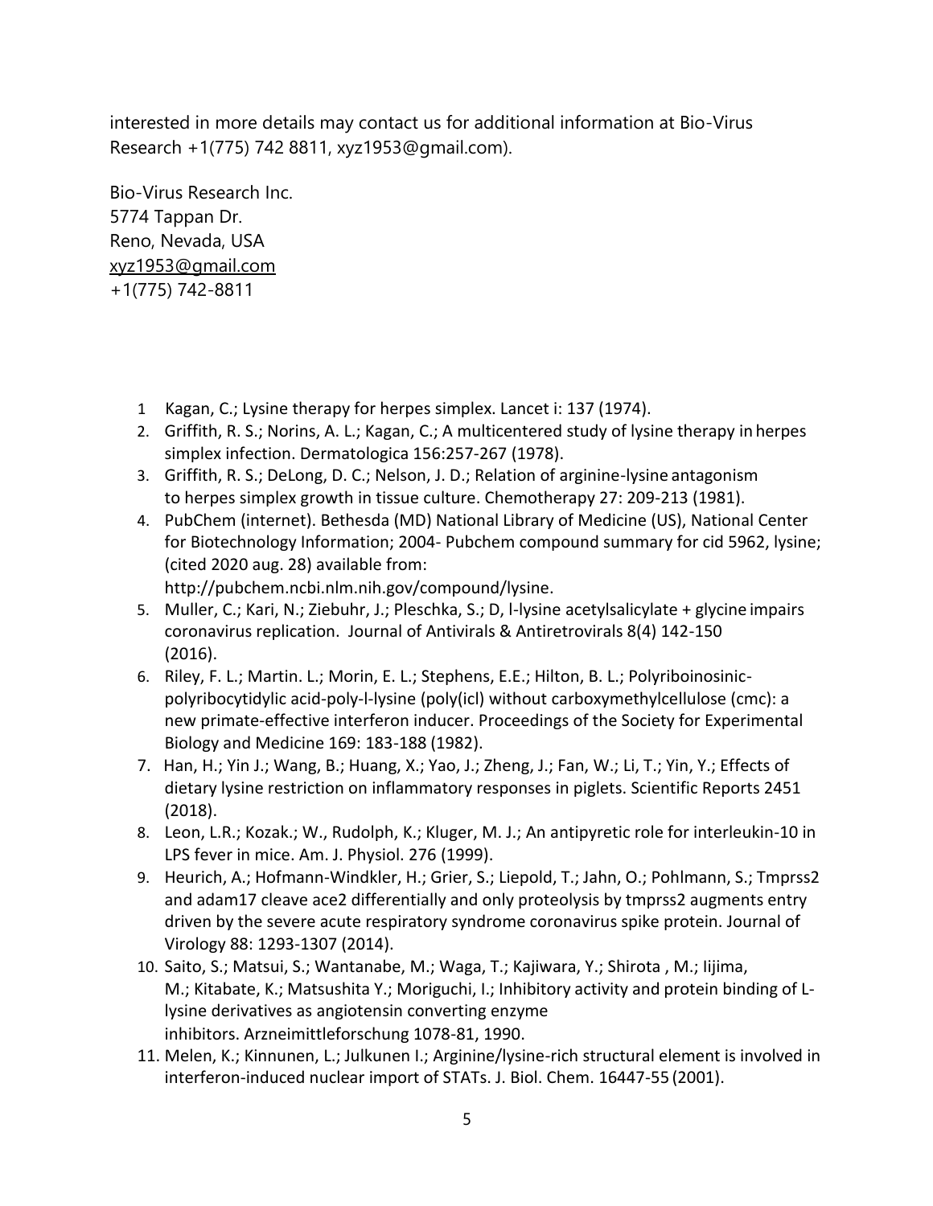interested in more details may contact us for additional information at Bio-Virus Research +1(775) 742 8811, xyz1953@gmail.com).

Bio-Virus Research Inc.
5774 Tappan Dr.
Reno, Nevada, USA
xyz1953@gmail.com
+1(775) 742-8811

1. Kagan, C.; Lysine therapy for herpes simplex. Lancet i: 137 (1974).
2. Griffith, R. S.; Norins, A. L.; Kagan, C.; A multicentered study of lysine therapy in herpes simplex infection. Dermatologica 156:257-267 (1978).
3. Griffith, R. S.; DeLong, D. C.; Nelson, J. D.; Relation of arginine-lysine antagonism to herpes simplex growth in tissue culture. Chemotherapy 27: 209-213 (1981).
4. PubChem (internet). Bethesda (MD) National Library of Medicine (US), National Center for Biotechnology Information; 2004- Pubchem compound summary for cid 5962, lysine; (cited 2020 aug. 28) available from: http://pubchem.ncbi.nlm.nih.gov/compound/lysine.
5. Muller, C.; Kari, N.; Ziebuhr, J.; Pleschka, S.; D, l-lysine acetylsalicylate + glycine impairs coronavirus replication. Journal of Antivirals & Antiretrovirals 8(4) 142-150 (2016).
6. Riley, F. L.; Martin. L.; Morin, E. L.; Stephens, E.E.; Hilton, B. L.; Polyriboinosinic-polyribocytidylic acid-poly-l-lysine (poly(icl) without carboxymethylcellulose (cmc): a new primate-effective interferon inducer. Proceedings of the Society for Experimental Biology and Medicine 169: 183-188 (1982).
7. Han, H.; Yin J.; Wang, B.; Huang, X.; Yao, J.; Zheng, J.; Fan, W.; Li, T.; Yin, Y.; Effects of dietary lysine restriction on inflammatory responses in piglets. Scientific Reports 2451 (2018).
8. Leon, L.R.; Kozak.; W., Rudolph, K.; Kluger, M. J.; An antipyretic role for interleukin-10 in LPS fever in mice. Am. J. Physiol. 276 (1999).
9. Heurich, A.; Hofmann-Windkler, H.; Grier, S.; Liepold, T.; Jahn, O.; Pohlmann, S.; Tmprss2 and adam17 cleave ace2 differentially and only proteolysis by tmprss2 augments entry driven by the severe acute respiratory syndrome coronavirus spike protein. Journal of Virology 88: 1293-1307 (2014).
10. Saito, S.; Matsui, S.; Wantanabe, M.; Waga, T.; Kajiwara, Y.; Shirota , M.; Iijima, M.; Kitabate, K.; Matsushita Y.; Moriguchi, I.; Inhibitory activity and protein binding of L-lysine derivatives as angiotensin converting enzyme inhibitors. Arzneimittleforschung 1078-81, 1990.
11. Melen, K.; Kinnunen, L.; Julkunen I.; Arginine/lysine-rich structural element is involved in interferon-induced nuclear import of STATs. J. Biol. Chem. 16447-55 (2001).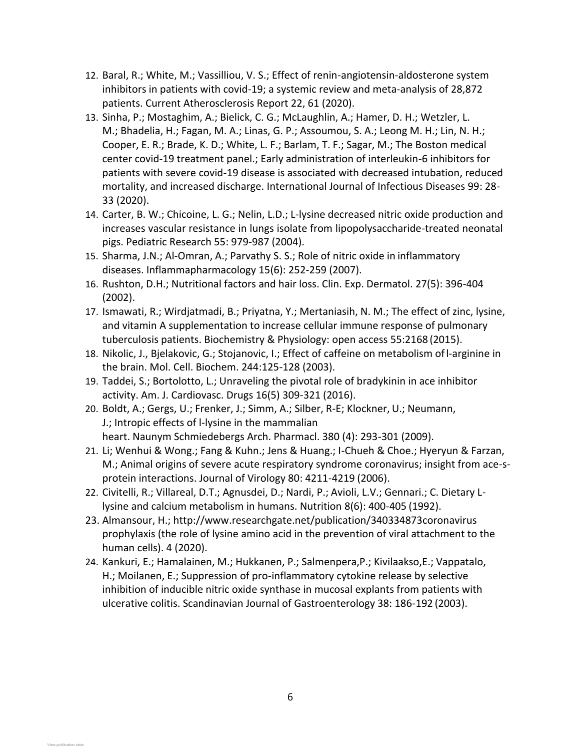12. Baral, R.; White, M.; Vassilliou, V. S.; Effect of renin-angiotensin-aldosterone system inhibitors in patients with covid-19; a systemic review and meta-analysis of 28,872 patients. Current Atherosclerosis Report 22, 61 (2020).
13. Sinha, P.; Mostaghim, A.; Bielick, C. G.; McLaughlin, A.; Hamer, D. H.; Wetzler, L. M.; Bhadelia, H.; Fagan, M. A.; Linas, G. P.; Assoumou, S. A.; Leong M. H.; Lin, N. H.; Cooper, E. R.; Brade, K. D.; White, L. F.; Barlam, T. F.; Sagar, M.; The Boston medical center covid-19 treatment panel.; Early administration of interleukin-6 inhibitors for patients with severe covid-19 disease is associated with decreased intubation, reduced mortality, and increased discharge. International Journal of Infectious Diseases 99: 28-33 (2020).
14. Carter, B. W.; Chicoine, L. G.; Nelin, L.D.; L-lysine decreased nitric oxide production and increases vascular resistance in lungs isolate from lipopolysaccharide-treated neonatal pigs. Pediatric Research 55: 979-987 (2004).
15. Sharma, J.N.; Al-Omran, A.; Parvathy S. S.; Role of nitric oxide in inflammatory diseases. Inflammapharmacology 15(6): 252-259 (2007).
16. Rushton, D.H.; Nutritional factors and hair loss. Clin. Exp. Dermatol. 27(5): 396-404 (2002).
17. Ismawati, R.; Wirdjatmadi, B.; Priyatna, Y.; Mertaniasih, N. M.; The effect of zinc, lysine, and vitamin A supplementation to increase cellular immune response of pulmonary tuberculosis patients. Biochemistry & Physiology: open access 55:2168 (2015).
18. Nikolic, J., Bjelakovic, G.; Stojanovic, I.; Effect of caffeine on metabolism of l-arginine in the brain. Mol. Cell. Biochem. 244:125-128 (2003).
19. Taddei, S.; Bortolotto, L.; Unraveling the pivotal role of bradykinin in ace inhibitor activity. Am. J. Cardiovasc. Drugs 16(5) 309-321 (2016).
20. Boldt, A.; Gergs, U.; Frenker, J.; Simm, A.; Silber, R-E; Klockner, U.; Neumann, J.; Intropic effects of l-lysine in the mammalian heart. Naunym Schmiedebergs Arch. Pharmacl. 380 (4): 293-301 (2009).
21. Li; Wenhui & Wong.; Fang & Kuhn.; Jens & Huang.; I-Chueh & Choe.; Hyeryun & Farzan, M.; Animal origins of severe acute respiratory syndrome coronavirus; insight from ace-s-protein interactions. Journal of Virology 80: 4211-4219 (2006).
22. Civitelli, R.; Villareal, D.T.; Agnusdei, D.; Nardi, P.; Avioli, L.V.; Gennari.; C. Dietary L-lysine and calcium metabolism in humans. Nutrition 8(6): 400-405 (1992).
23. Almansour, H.; http://www.researchgate.net/publication/340334873coronavirus prophylaxis (the role of lysine amino acid in the prevention of viral attachment to the human cells). 4 (2020).
24. Kankuri, E.; Hamalainen, M.; Hukkanen, P.; Salmenpera,P.; Kivilaakso,E.; Vappatalo, H.; Moilanen, E.; Suppression of pro-inflammatory cytokine release by selective inhibition of inducible nitric oxide synthase in mucosal explants from patients with ulcerative colitis. Scandinavian Journal of Gastroenterology 38: 186-192 (2003).